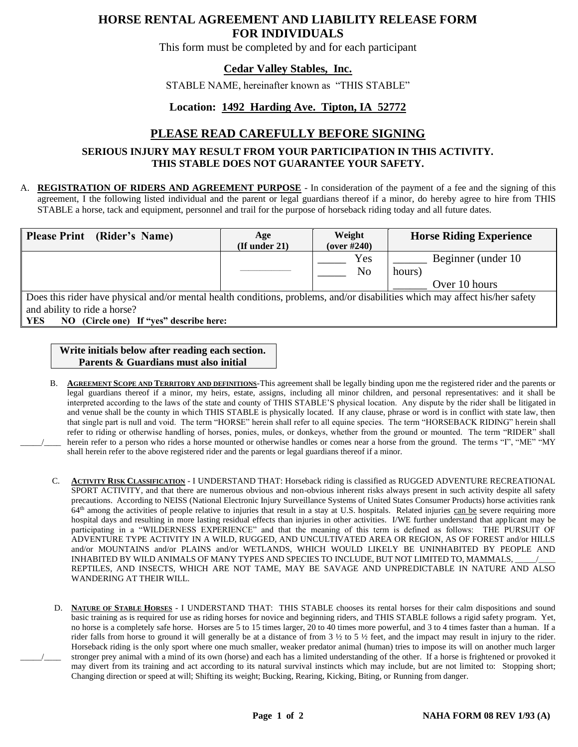# HORSE RENTAL AGREEMENT AND LIABILITY RELEASE FORM FOR INDIVIDUALS

This form must be completed by and for each participant

## Cedar Valley Stables, Inc.

STABLE NAME, hereinafter known as "THIS STABLE"

### Location: 1492 Harding Ave. Tipton, IA 52772

## PLEASE READ CAREFULLY BEFORE SIGNING

**SERIOUS INJURY MAY RESULT FROM YOUR PARTICIPATION IN THIS ACTIVITY.**
**THIS STABLE DOES NOT GUARANTEE YOUR SAFETY.**

A. **REGISTRATION OF RIDERS AND AGREEMENT PURPOSE** - In consideration of the payment of a fee and the signing of this agreement, I the following listed individual and the parent or legal guardians thereof if a minor, do hereby agree to hire from THIS STABLE a horse, tack and equipment, personnel and trail for the purpose of horseback riding today and all future dates.

| Please Print (Rider's Name) | Age (If under 21) | Weight (over #240) | Horse Riding Experience |
|---|---|---|---|
| | ________ | _____ Yes<br>_____ No | ______ Beginner (under 10 hours)<br>______ Over 10 hours |
| Does this rider have physical and/or mental health conditions, problems, and/or disabilities which may affect his/her safety and ability to ride a horse?<br>**YES NO (Circle one) If "yes" describe here:** | | | |

**Write initials below after reading each section.**
**Parents & Guardians must also initial**

B. **AGREEMENT SCOPE AND TERRITORY AND DEFINITIONS**-This agreement shall be legally binding upon me the registered rider and the parents or legal guardians thereof if a minor, my heirs, estate, assigns, including all minor children, and personal representatives: and it shall be interpreted according to the laws of the state and county of THIS STABLE'S physical location. Any dispute by the rider shall be litigated in and venue shall be the county in which THIS STABLE is physically located. If any clause, phrase or word is in conflict with state law, then that single part is null and void. The term "HORSE" herein shall refer to all equine species. The term "HORSEBACK RIDING" herein shall refer to riding or otherwise handling of horses, ponies, mules, or donkeys, whether from the ground or mounted. The term "RIDER" shall herein refer to a person who rides a horse mounted or otherwise handles or comes near a horse from the ground. The terms "I", "ME" "MY shall herein refer to the above registered rider and the parents or legal guardians thereof if a minor. _____/____

C. **ACTIVITY RISK CLASSIFICATION** - I UNDERSTAND THAT: Horseback riding is classified as RUGGED ADVENTURE RECREATIONAL SPORT ACTIVITY, and that there are numerous obvious and non-obvious inherent risks always present in such activity despite all safety precautions. According to NEISS (National Electronic Injury Surveillance Systems of United States Consumer Products) horse activities rank 64th among the activities of people relative to injuries that result in a stay at U.S. hospitals. Related injuries can be severe requiring more hospital days and resulting in more lasting residual effects than injuries in other activities. I/WE further understand that applicant may be participating in a "WILDERNESS EXPERIENCE" and that the meaning of this term is defined as follows: THE PURSUIT OF ADVENTURE TYPE ACTIVITY IN A WILD, RUGGED, AND UNCULTIVATED AREA OR REGION, AS OF FOREST and/or HILLS and/or MOUNTAINS and/or PLAINS and/or WETLANDS, WHICH WOULD LIKELY BE UNINHABITED BY PEOPLE AND INHABITED BY WILD ANIMALS OF MANY TYPES AND SPECIES TO INCLUDE, BUT NOT LIMITED TO, MAMMALS, REPTILES, AND INSECTS, WHICH ARE NOT TAME, MAY BE SAVAGE AND UNPREDICTABLE IN NATURE AND ALSO WANDERING AT THEIR WILL. _____/____

D. **NATURE OF STABLE HORSES** - I UNDERSTAND THAT: THIS STABLE chooses its rental horses for their calm dispositions and sound basic training as is required for use as riding horses for novice and beginning riders, and THIS STABLE follows a rigid safety program. Yet, no horse is a completely safe horse. Horses are 5 to 15 times larger, 20 to 40 times more powerful, and 3 to 4 times faster than a human. If a rider falls from horse to ground it will generally be at a distance of from 3 ½ to 5 ½ feet, and the impact may result in injury to the rider. Horseback riding is the only sport where one much smaller, weaker predator animal (human) tries to impose its will on another much larger stronger prey animal with a mind of its own (horse) and each has a limited understanding of the other. If a horse is frightened or provoked it may divert from its training and act according to its natural survival instincts which may include, but are not limited to: Stopping short; Changing direction or speed at will; Shifting its weight; Bucking, Rearing, Kicking, Biting, or Running from danger. _____/____

NAHA FORM 08 REV 1/93 (A)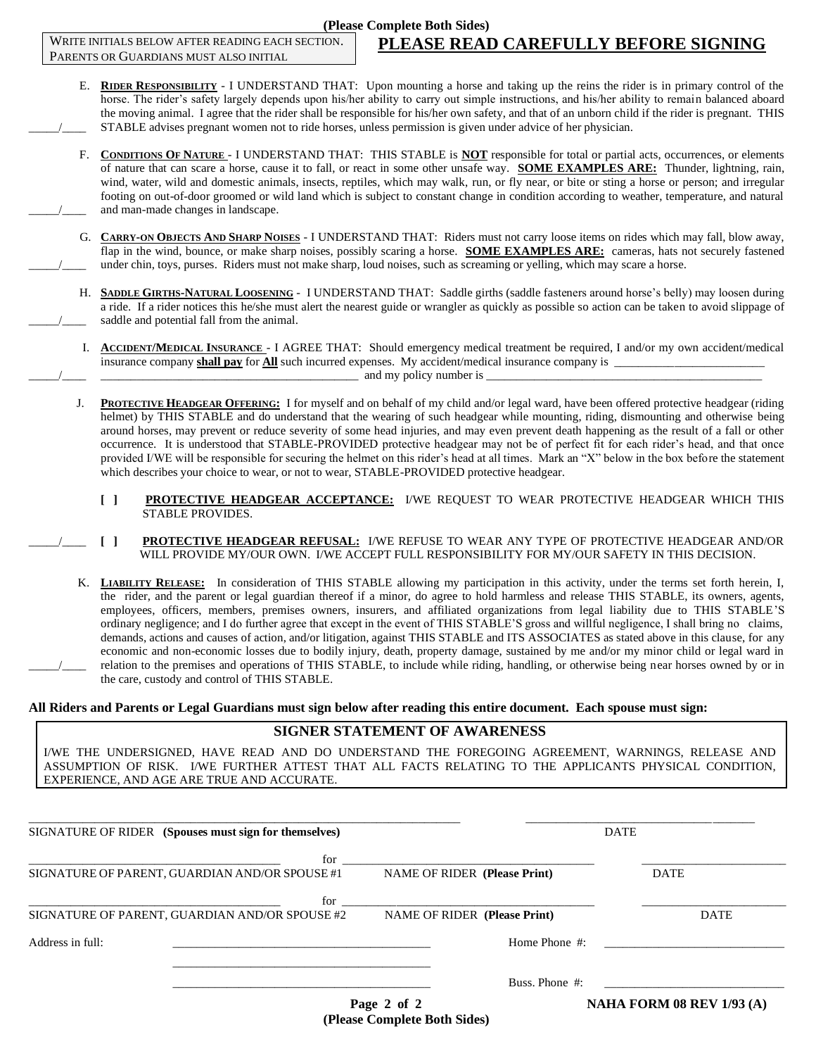(Please Complete Both Sides)

WRITE INITIALS BELOW AFTER READING EACH SECTION. PARENTS OR GUARDIANS MUST ALSO INITIAL

# PLEASE READ CAREFULLY BEFORE SIGNING

E. **RIDER RESPONSIBILITY** - I UNDERSTAND THAT: Upon mounting a horse and taking up the reins the rider is in primary control of the horse. The rider's safety largely depends upon his/her ability to carry out simple instructions, and his/her ability to remain balanced aboard the moving animal. I agree that the rider shall be responsible for his/her own safety, and that of an unborn child if the rider is pregnant. THIS STABLE advises pregnant women not to ride horses, unless permission is given under advice of her physician.

_____/____

F. **CONDITIONS OF NATURE** - I UNDERSTAND THAT: THIS STABLE is **NOT** responsible for total or partial acts, occurrences, or elements of nature that can scare a horse, cause it to fall, or react in some other unsafe way. **SOME EXAMPLES ARE:** Thunder, lightning, rain, wind, water, wild and domestic animals, insects, reptiles, which may walk, run, or fly near, or bite or sting a horse or person; and irregular footing on out-of-door groomed or wild land which is subject to constant change in condition according to weather, temperature, and natural and man-made changes in landscape.

_____/____

G. **CARRY-ON OBJECTS AND SHARP NOISES** - I UNDERSTAND THAT: Riders must not carry loose items on rides which may fall, blow away, flap in the wind, bounce, or make sharp noises, possibly scaring a horse. **SOME EXAMPLES ARE:** cameras, hats not securely fastened under chin, toys, purses. Riders must not make sharp, loud noises, such as screaming or yelling, which may scare a horse.

_____/____

H. **SADDLE GIRTHS-NATURAL LOOSENING** - I UNDERSTAND THAT: Saddle girths (saddle fasteners around horse's belly) may loosen during a ride. If a rider notices this he/she must alert the nearest guide or wrangler as quickly as possible so action can be taken to avoid slippage of saddle and potential fall from the animal.

_____/____

I. **ACCIDENT/MEDICAL INSURANCE** - I AGREE THAT: Should emergency medical treatment be required, I and/or my own accident/medical insurance company **shall pay** for **All** such incurred expenses. My accident/medical insurance company is ________________________ ________________________________________ and my policy number is ____________________________________________

_____/____

J. **PROTECTIVE HEADGEAR OFFERING:** I for myself and on behalf of my child and/or legal ward, have been offered protective headgear (riding helmet) by THIS STABLE and do understand that the wearing of such headgear while mounting, riding, dismounting and otherwise being around horses, may prevent or reduce severity of some head injuries, and may even prevent death happening as the result of a fall or other occurrence. It is understood that STABLE-PROVIDED protective headgear may not be of perfect fit for each rider's head, and that once provided I/WE will be responsible for securing the helmet on this rider's head at all times. Mark an "X" below in the box before the statement which describes your choice to wear, or not to wear, STABLE-PROVIDED protective headgear.

[ ] **PROTECTIVE HEADGEAR ACCEPTANCE:** I/WE REQUEST TO WEAR PROTECTIVE HEADGEAR WHICH THIS STABLE PROVIDES.

[ ] **PROTECTIVE HEADGEAR REFUSAL:** I/WE REFUSE TO WEAR ANY TYPE OF PROTECTIVE HEADGEAR AND/OR WILL PROVIDE MY/OUR OWN. I/WE ACCEPT FULL RESPONSIBILITY FOR MY/OUR SAFETY IN THIS DECISION.

_____/____

K. **LIABILITY RELEASE:** In consideration of THIS STABLE allowing my participation in this activity, under the terms set forth herein, I, the rider, and the parent or legal guardian thereof if a minor, do agree to hold harmless and release THIS STABLE, its owners, agents, employees, officers, members, premises owners, insurers, and affiliated organizations from legal liability due to THIS STABLE'S ordinary negligence; and I do further agree that except in the event of THIS STABLE'S gross and willful negligence, I shall bring no claims, demands, actions and causes of action, and/or litigation, against THIS STABLE and ITS ASSOCIATES as stated above in this clause, for any economic and non-economic losses due to bodily injury, death, property damage, sustained by me and/or my minor child or legal ward in relation to the premises and operations of THIS STABLE, to include while riding, handling, or otherwise being near horses owned by or in the care, custody and control of THIS STABLE.

_____/____

**All Riders and Parents or Legal Guardians must sign below after reading this entire document. Each spouse must sign:**

## SIGNER STATEMENT OF AWARENESS

I/WE THE UNDERSIGNED, HAVE READ AND DO UNDERSTAND THE FOREGOING AGREEMENT, WARNINGS, RELEASE AND ASSUMPTION OF RISK. I/WE FURTHER ATTEST THAT ALL FACTS RELATING TO THE APPLICANTS PHYSICAL CONDITION, EXPERIENCE, AND AGE ARE TRUE AND ACCURATE.

______________________________________________ ______________________

SIGNATURE OF RIDER **(Spouses must sign for themselves)** DATE

______________________________ for ______________________________ ____________________

SIGNATURE OF PARENT, GUARDIAN AND/OR SPOUSE #1 NAME OF RIDER **(Please Print)** DATE

______________________________ for ______________________________ ____________________

SIGNATURE OF PARENT, GUARDIAN AND/OR SPOUSE #2 NAME OF RIDER **(Please Print)** DATE

Address in full: ________________________________ Home Phone #: ________________________

________________________________

________________________________ Buss. Phone #: ________________________

**NAHA FORM 08 REV 1/93 (A)**

**(Please Complete Both Sides)**